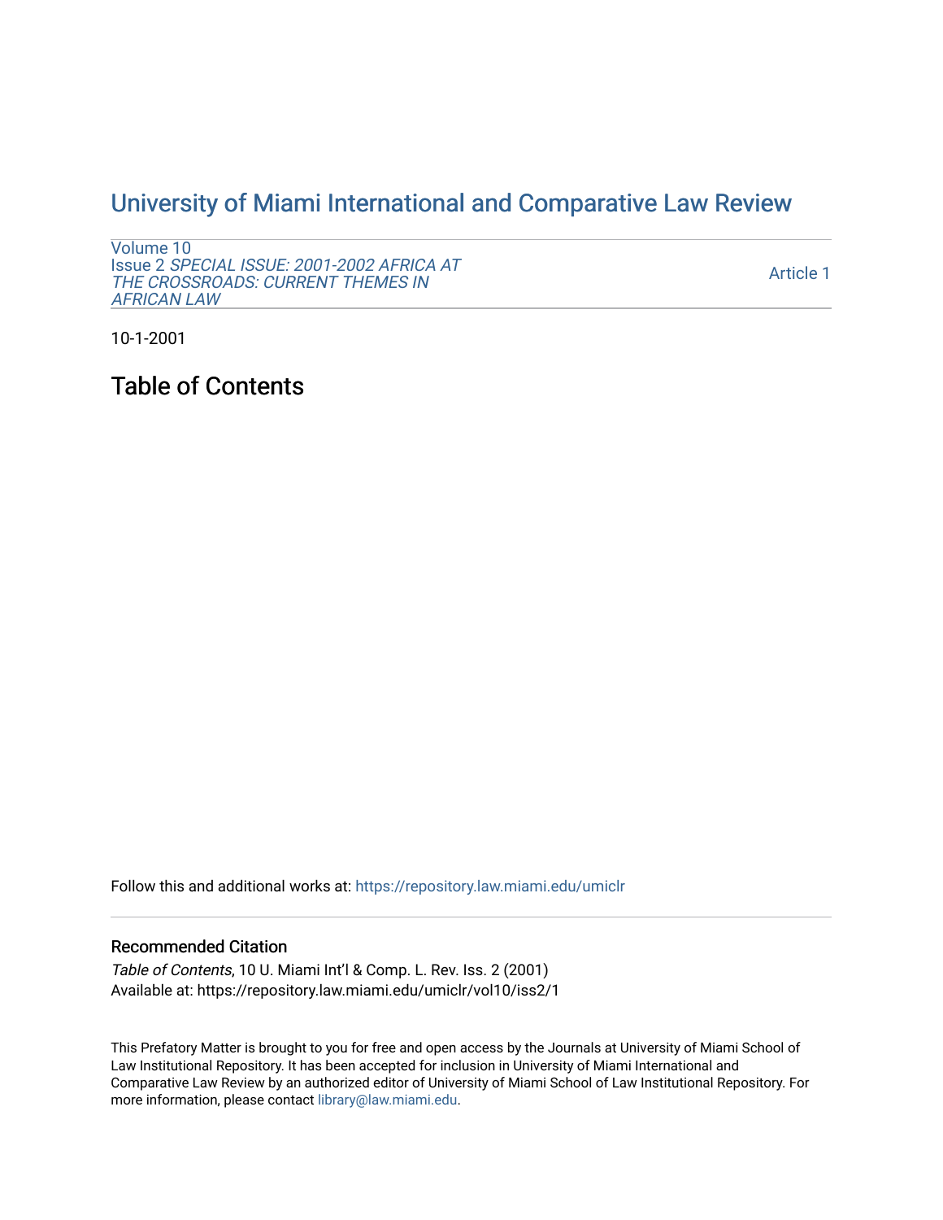# University of Miami International and Comparative Law Review

Volume 10
Issue 2 *SPECIAL ISSUE: 2001-2002 AFRICA AT THE CROSSROADS: CURRENT THEMES IN AFRICAN LAW*

Article 1

10-1-2001

## Table of Contents

Follow this and additional works at: https://repository.law.miami.edu/umiclr

### Recommended Citation

*Table of Contents*, 10 U. Miami Int'l & Comp. L. Rev. Iss. 2 (2001)
Available at: https://repository.law.miami.edu/umiclr/vol10/iss2/1

This Prefatory Matter is brought to you for free and open access by the Journals at University of Miami School of Law Institutional Repository. It has been accepted for inclusion in University of Miami International and Comparative Law Review by an authorized editor of University of Miami School of Law Institutional Repository. For more information, please contact library@law.miami.edu.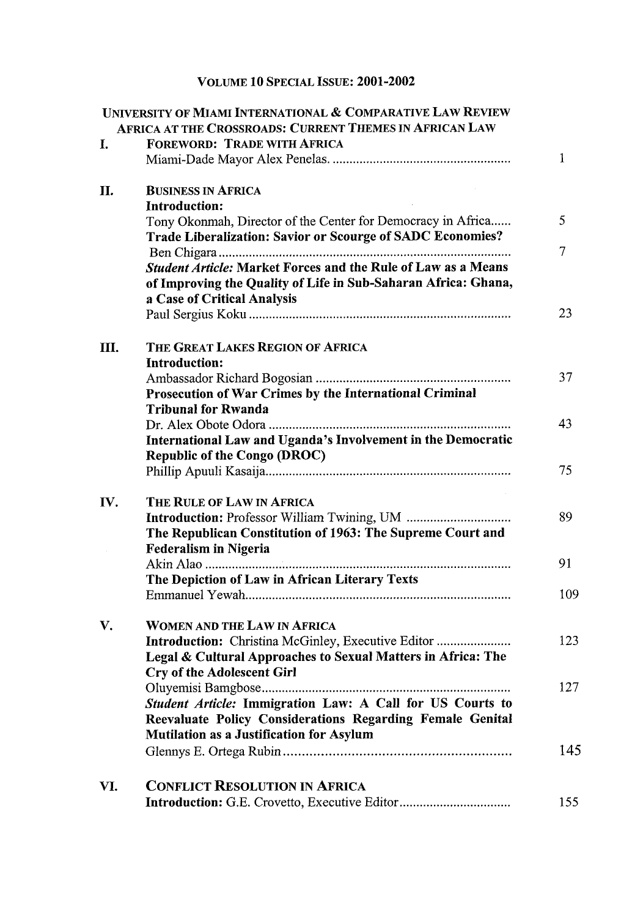VOLUME 10 SPECIAL ISSUE: 2001-2002

UNIVERSITY OF MIAMI INTERNATIONAL & COMPARATIVE LAW REVIEW
AFRICA AT THE CROSSROADS: CURRENT THEMES IN AFRICAN LAW

| | | |
|---|---|---|
| I. | **FOREWORD: TRADE WITH AFRICA** | |
| | Miami-Dade Mayor Alex Penelas. | 1 |
| II. | **BUSINESS IN AFRICA** | |
| | **Introduction:** | |
| | Tony Okonmah, Director of the Center for Democracy in Africa | 5 |
| | **Trade Liberalization: Savior or Scourge of SADC Economies?** | |
| | Ben Chigara | 7 |
| | ***Student Article:*** **Market Forces and the Rule of Law as a Means of Improving the Quality of Life in Sub-Saharan Africa: Ghana, a Case of Critical Analysis** | |
| | Paul Sergius Koku | 23 |
| III. | **THE GREAT LAKES REGION OF AFRICA** | |
| | **Introduction:** | |
| | Ambassador Richard Bogosian | 37 |
| | **Prosecution of War Crimes by the International Criminal Tribunal for Rwanda** | |
| | Dr. Alex Obote Odora | 43 |
| | **International Law and Uganda's Involvement in the Democratic Republic of the Congo (DROC)** | |
| | Phillip Apuuli Kasaija | 75 |
| IV. | **THE RULE OF LAW IN AFRICA** | |
| | **Introduction:** Professor William Twining, UM | 89 |
| | **The Republican Constitution of 1963: The Supreme Court and Federalism in Nigeria** | |
| | Akin Alao | 91 |
| | **The Depiction of Law in African Literary Texts** | |
| | Emmanuel Yewah | 109 |
| V. | **WOMEN AND THE LAW IN AFRICA** | |
| | **Introduction:** Christina McGinley, Executive Editor | 123 |
| | **Legal & Cultural Approaches to Sexual Matters in Africa: The Cry of the Adolescent Girl** | |
| | Oluyemisi Bamgbose | 127 |
| | ***Student Article:*** **Immigration Law: A Call for US Courts to Reevaluate Policy Considerations Regarding Female Genital Mutilation as a Justification for Asylum** | |
| | Glennys E. Ortega Rubin | 145 |
| VI. | **CONFLICT RESOLUTION IN AFRICA** | |
| | **Introduction:** G.E. Crovetto, Executive Editor | 155 |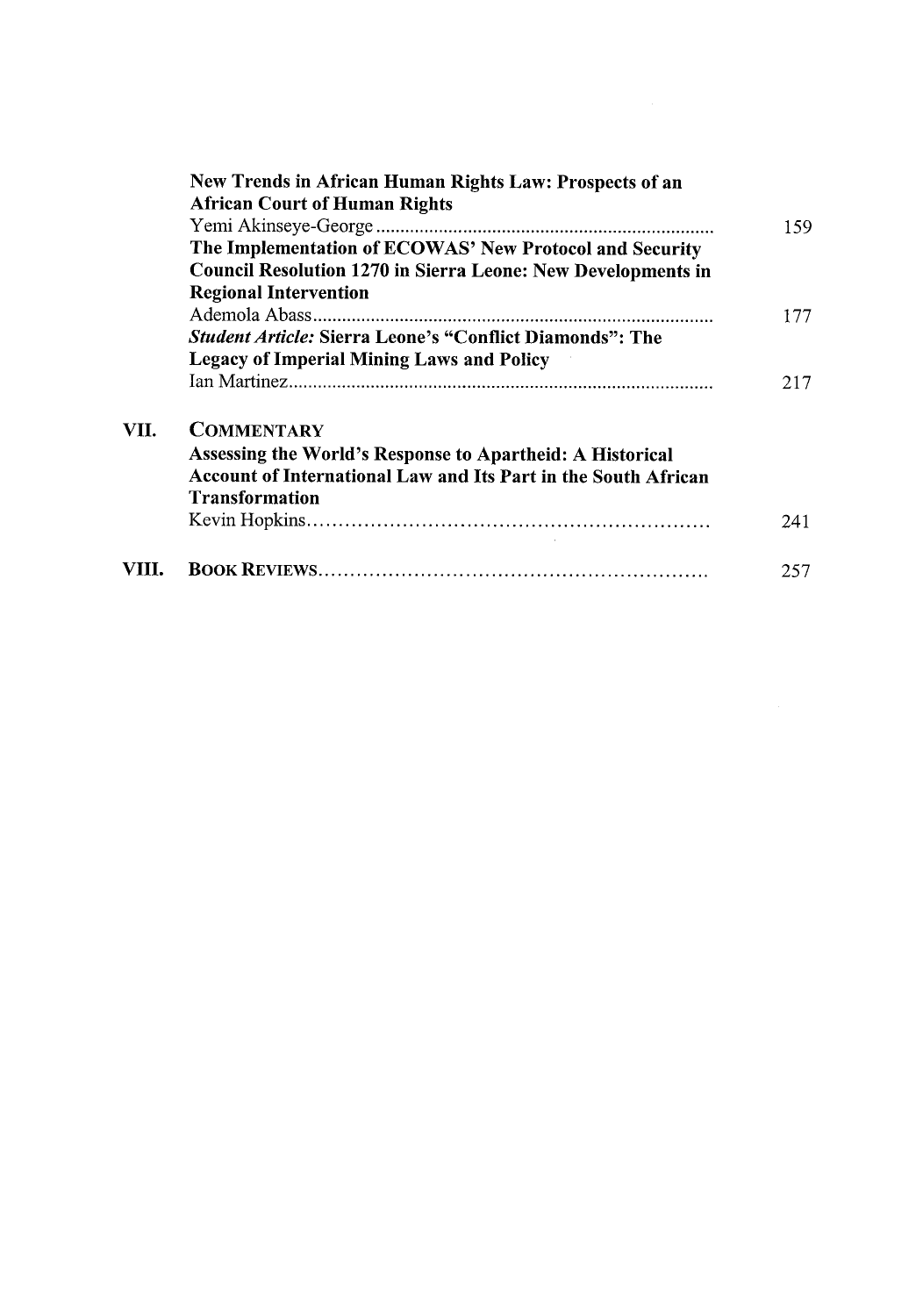**New Trends in African Human Rights Law: Prospects of an African Court of Human Rights**
Yemi Akinseye-George ..................................................................... 159

**The Implementation of ECOWAS' New Protocol and Security Council Resolution 1270 in Sierra Leone: New Developments in Regional Intervention**
Ademola Abass ................................................................................. 177

***Student Article:* Sierra Leone's "Conflict Diamonds": The Legacy of Imperial Mining Laws and Policy**
Ian Martinez ...................................................................................... 217

**VII. COMMENTARY**

**Assessing the World's Response to Apartheid: A Historical Account of International Law and Its Part in the South African Transformation**
Kevin Hopkins ............................................................... 241

**VIII. BOOK REVIEWS** ............................................................ 257